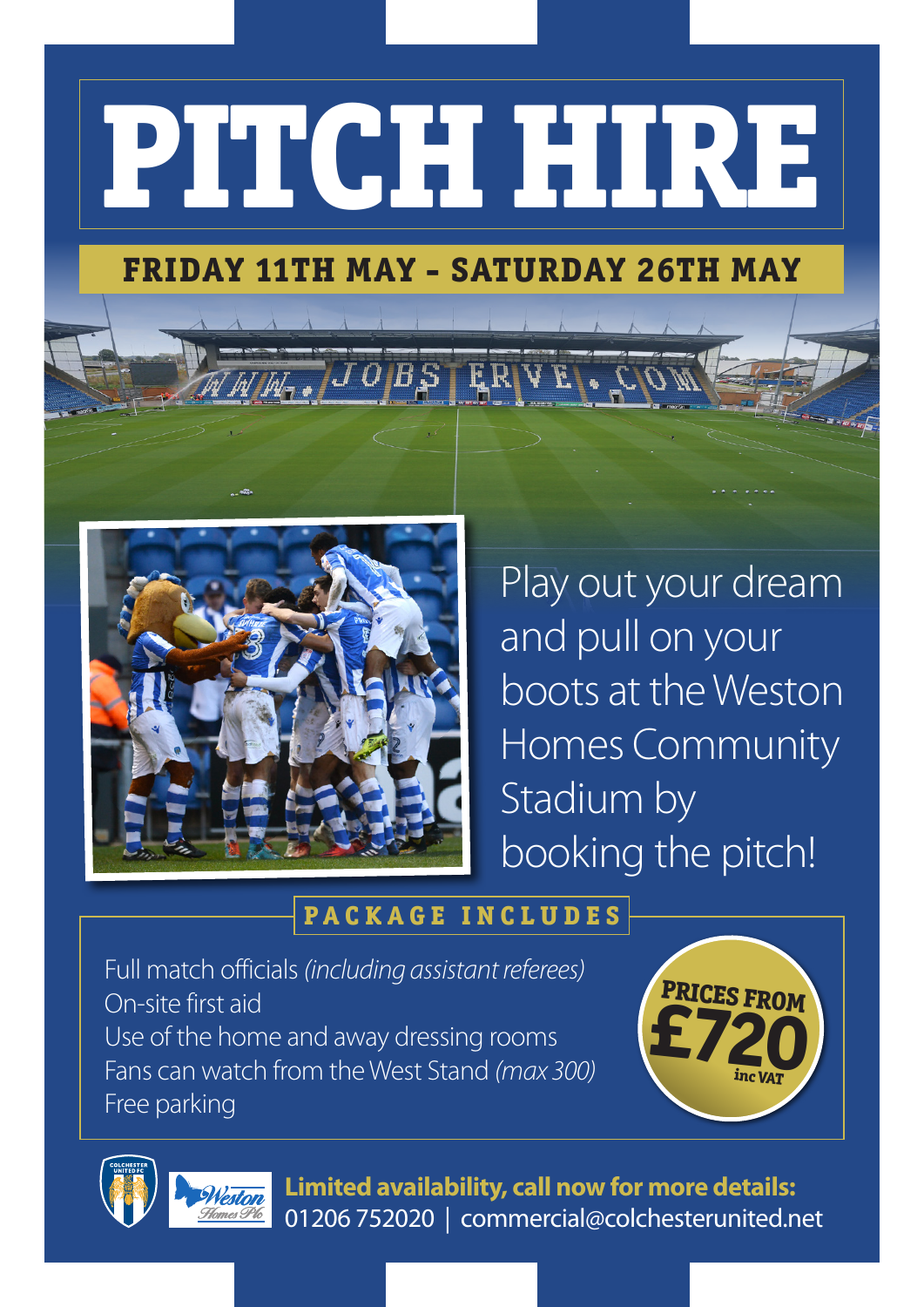# PITCH HIRE

## FRIDAY 11TH MAY - SATURDAY 26TH MAY

Play out your dream and pull on your boots at the Weston Homes Community Stadium by booking the pitch!

### PACKAGE INCLUDES

- Full match officials *(including assistant referees)*
- On-site first aid
- Use of the home and away dressing rooms
- Fans can watch from the West Stand *(max 300)*
- Free parking

**PRICES FROM £720 inc VAT**

**Limited availability, call now for more details:**
01206 752020 | commercial@colchesterunited.net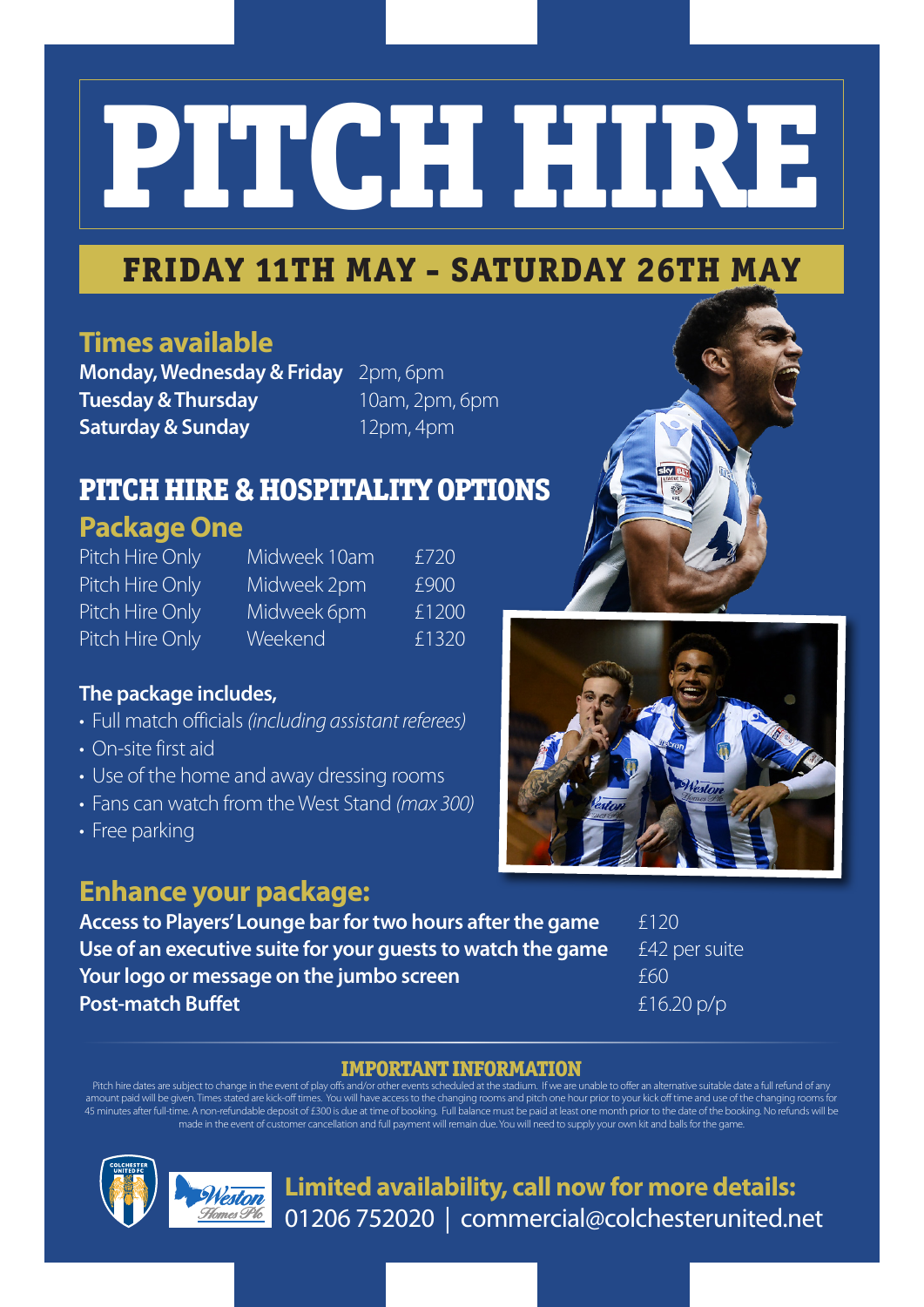# PITCH HIRE

## FRIDAY 11TH MAY - SATURDAY 26TH MAY

### Times available

| | |
|---|---|
| **Monday, Wednesday & Friday** | 2pm, 6pm |
| **Tuesday & Thursday** | 10am, 2pm, 6pm |
| **Saturday & Sunday** | 12pm, 4pm |

## PITCH HIRE & HOSPITALITY OPTIONS

### Package One

| | | |
|---|---|---|
| Pitch Hire Only | Midweek 10am | £720 |
| Pitch Hire Only | Midweek 2pm | £900 |
| Pitch Hire Only | Midweek 6pm | £1200 |
| Pitch Hire Only | Weekend | £1320 |

**The package includes,**

- Full match officials *(including assistant referees)*
- On-site first aid
- Use of the home and away dressing rooms
- Fans can watch from the West Stand *(max 300)*
- Free parking

### Enhance your package:

| | |
|---|---|
| **Access to Players' Lounge bar for two hours after the game** | £120 |
| **Use of an executive suite for your guests to watch the game** | £42 per suite |
| **Your logo or message on the jumbo screen** | £60 |
| **Post-match Buffet** | £16.20 p/p |

#### IMPORTANT INFORMATION

Pitch hire dates are subject to change in the event of play offs and/or other events scheduled at the stadium. If we are unable to offer an alternative suitable date a full refund of any amount paid will be given. Times stated are kick-off times. You will have access to the changing rooms and pitch one hour prior to your kick off time and use of the changing rooms for 45 minutes after full-time. A non-refundable deposit of £300 is due at time of booking. Full balance must be paid at least one month prior to the date of the booking. No refunds will be made in the event of customer cancellation and full payment will remain due. You will need to supply your own kit and balls for the game.

**Limited availability, call now for more details:**
01206 752020 | commercial@colchesterunited.net